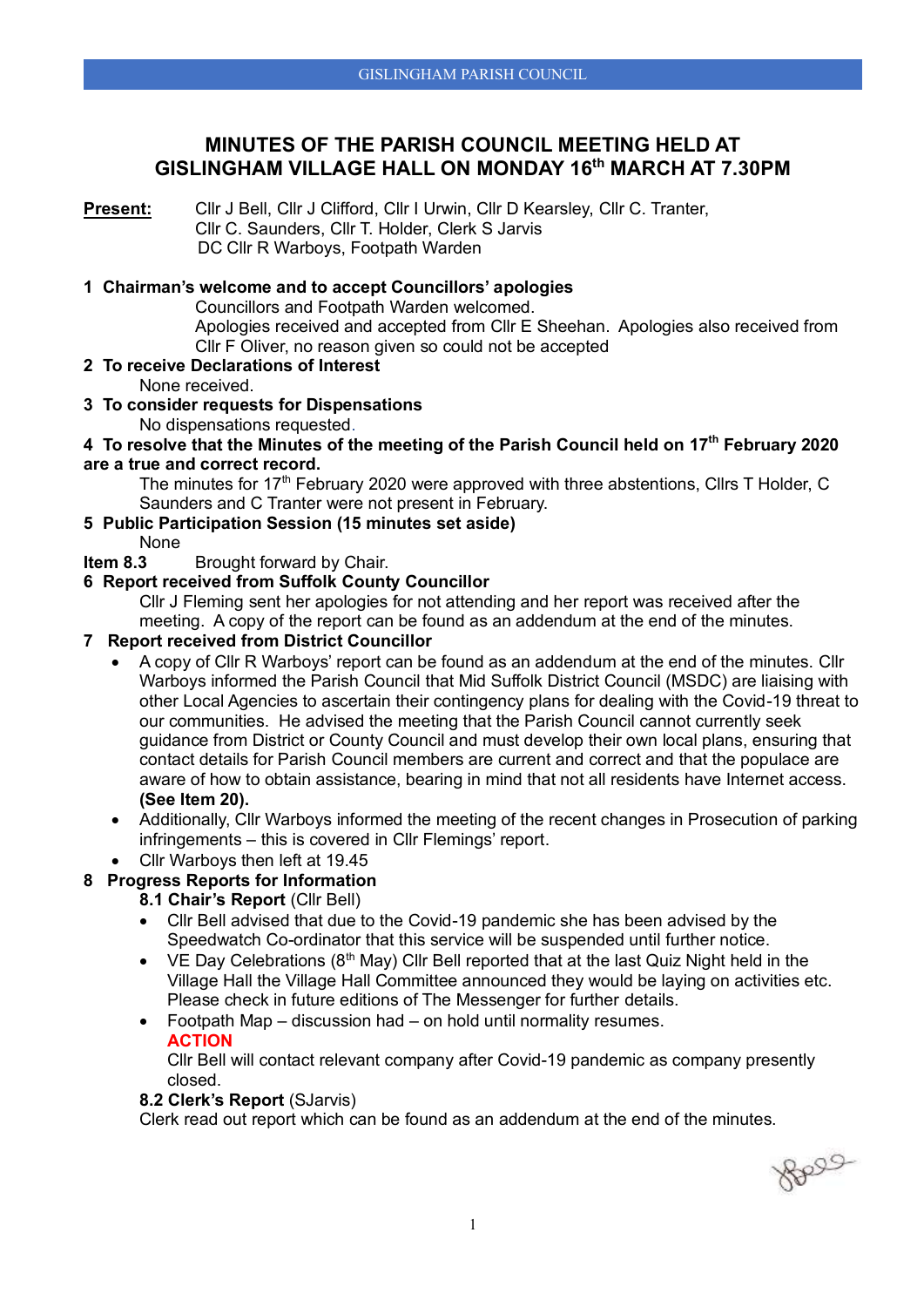## MINUTES OF THE PARISH COUNCIL MEETING HELD AT GISLINGHAM VILLAGE HALL ON MONDAY 16th MARCH AT 7.30PM

**Present:** Cllr J Bell, Cllr J Clifford, Cllr I Urwin, Cllr D Kearsley, Cllr C. Tranter, Cllr C. Saunders, Cllr T. Holder, Clerk S Jarvis
DC Cllr R Warboys, Footpath Warden

**1 Chairman's welcome and to accept Councillors' apologies**

Councillors and Footpath Warden welcomed.
Apologies received and accepted from Cllr E Sheehan. Apologies also received from Cllr F Oliver, no reason given so could not be accepted

**2 To receive Declarations of Interest**

None received.

**3 To consider requests for Dispensations**

No dispensations requested.

**4 To resolve that the Minutes of the meeting of the Parish Council held on 17th February 2020 are a true and correct record.**

The minutes for 17th February 2020 were approved with three abstentions, Cllrs T Holder, C Saunders and C Tranter were not present in February.

**5 Public Participation Session (15 minutes set aside)**

None

**Item 8.3** Brought forward by Chair.

**6 Report received from Suffolk County Councillor**

Cllr J Fleming sent her apologies for not attending and her report was received after the meeting. A copy of the report can be found as an addendum at the end of the minutes.

**7 Report received from District Councillor**

- A copy of Cllr R Warboys' report can be found as an addendum at the end of the minutes. Cllr Warboys informed the Parish Council that Mid Suffolk District Council (MSDC) are liaising with other Local Agencies to ascertain their contingency plans for dealing with the Covid-19 threat to our communities. He advised the meeting that the Parish Council cannot currently seek guidance from District or County Council and must develop their own local plans, ensuring that contact details for Parish Council members are current and correct and that the populace are aware of how to obtain assistance, bearing in mind that not all residents have Internet access. **(See Item 20).**
- Additionally, Cllr Warboys informed the meeting of the recent changes in Prosecution of parking infringements – this is covered in Cllr Flemings' report.
- Cllr Warboys then left at 19.45

**8 Progress Reports for Information**

**8.1 Chair's Report** (Cllr Bell)

- Cllr Bell advised that due to the Covid-19 pandemic she has been advised by the Speedwatch Co-ordinator that this service will be suspended until further notice.
- VE Day Celebrations (8th May) Cllr Bell reported that at the last Quiz Night held in the Village Hall the Village Hall Committee announced they would be laying on activities etc. Please check in future editions of The Messenger for further details.
- Footpath Map – discussion had – on hold until normality resumes.
  **ACTION**
  Cllr Bell will contact relevant company after Covid-19 pandemic as company presently closed.

**8.2 Clerk's Report** (SJarvis)

Clerk read out report which can be found as an addendum at the end of the minutes.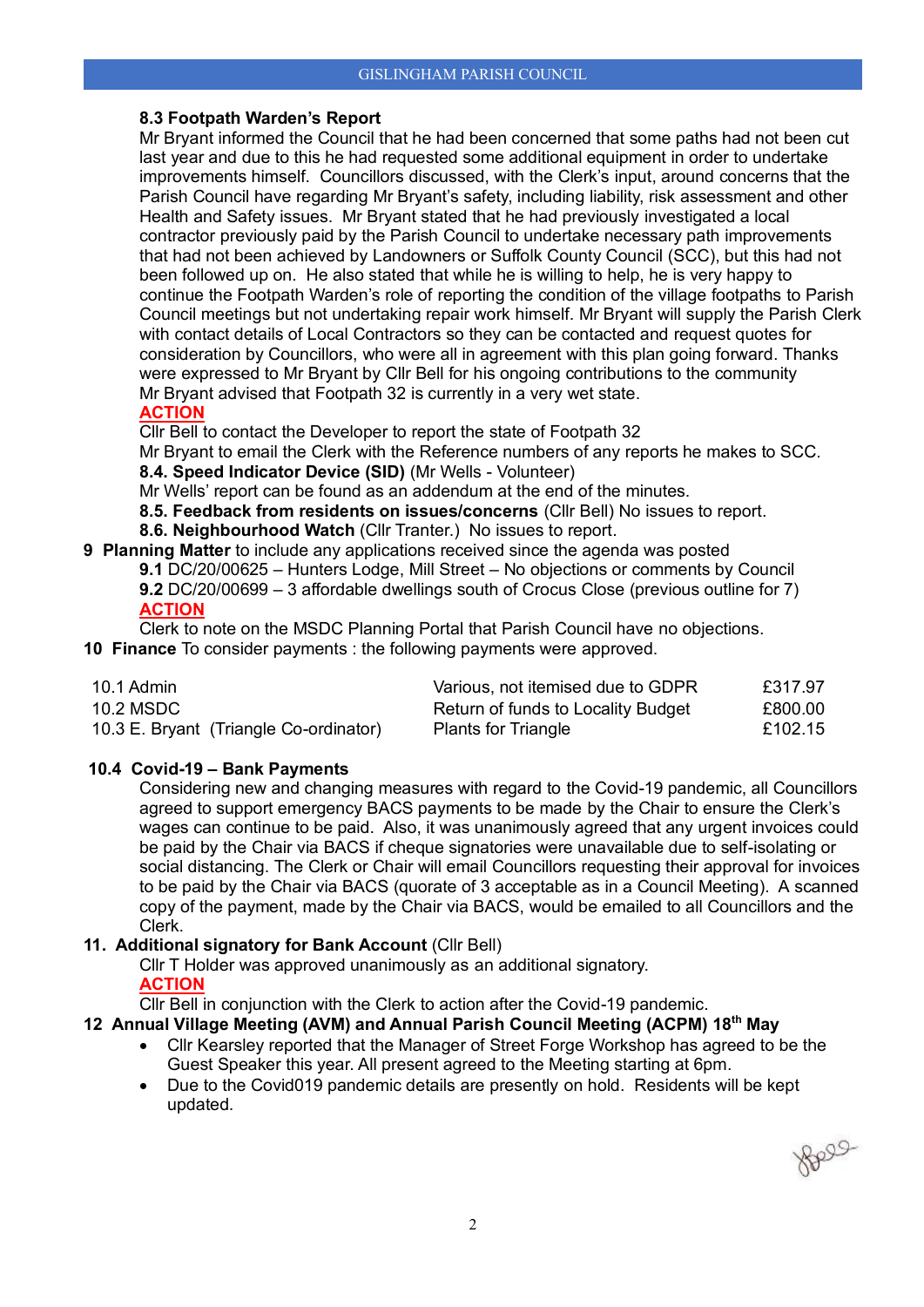**8.3 Footpath Warden's Report**

Mr Bryant informed the Council that he had been concerned that some paths had not been cut last year and due to this he had requested some additional equipment in order to undertake improvements himself. Councillors discussed, with the Clerk's input, around concerns that the Parish Council have regarding Mr Bryant's safety, including liability, risk assessment and other Health and Safety issues. Mr Bryant stated that he had previously investigated a local contractor previously paid by the Parish Council to undertake necessary path improvements that had not been achieved by Landowners or Suffolk County Council (SCC), but this had not been followed up on. He also stated that while he is willing to help, he is very happy to continue the Footpath Warden's role of reporting the condition of the village footpaths to Parish Council meetings but not undertaking repair work himself. Mr Bryant will supply the Parish Clerk with contact details of Local Contractors so they can be contacted and request quotes for consideration by Councillors, who were all in agreement with this plan going forward. Thanks were expressed to Mr Bryant by Cllr Bell for his ongoing contributions to the community

Mr Bryant advised that Footpath 32 is currently in a very wet state.

**ACTION**

Cllr Bell to contact the Developer to report the state of Footpath 32

Mr Bryant to email the Clerk with the Reference numbers of any reports he makes to SCC.

**8.4. Speed Indicator Device (SID)** (Mr Wells - Volunteer)

Mr Wells' report can be found as an addendum at the end of the minutes.

**8.5. Feedback from residents on issues/concerns** (Cllr Bell) No issues to report.

**8.6. Neighbourhood Watch** (Cllr Tranter.) No issues to report.

**9 Planning Matter** to include any applications received since the agenda was posted

**9.1** DC/20/00625 – Hunters Lodge, Mill Street – No objections or comments by Council

**9.2** DC/20/00699 – 3 affordable dwellings south of Crocus Close (previous outline for 7)

**ACTION**

Clerk to note on the MSDC Planning Portal that Parish Council have no objections.

**10 Finance** To consider payments : the following payments were approved.

| | | |
|---|---|---|
| 10.1 Admin | Various, not itemised due to GDPR | £317.97 |
| 10.2 MSDC | Return of funds to Locality Budget | £800.00 |
| 10.3 E. Bryant (Triangle Co-ordinator) | Plants for Triangle | £102.15 |

**10.4 Covid-19 – Bank Payments**

Considering new and changing measures with regard to the Covid-19 pandemic, all Councillors agreed to support emergency BACS payments to be made by the Chair to ensure the Clerk's wages can continue to be paid. Also, it was unanimously agreed that any urgent invoices could be paid by the Chair via BACS if cheque signatories were unavailable due to self-isolating or social distancing. The Clerk or Chair will email Councillors requesting their approval for invoices to be paid by the Chair via BACS (quorate of 3 acceptable as in a Council Meeting). A scanned copy of the payment, made by the Chair via BACS, would be emailed to all Councillors and the Clerk.

**11. Additional signatory for Bank Account** (Cllr Bell)

Cllr T Holder was approved unanimously as an additional signatory.

**ACTION**

Cllr Bell in conjunction with the Clerk to action after the Covid-19 pandemic.

**12 Annual Village Meeting (AVM) and Annual Parish Council Meeting (ACPM) 18th May**

- Cllr Kearsley reported that the Manager of Street Forge Workshop has agreed to be the Guest Speaker this year. All present agreed to the Meeting starting at 6pm.
- Due to the Covid019 pandemic details are presently on hold. Residents will be kept updated.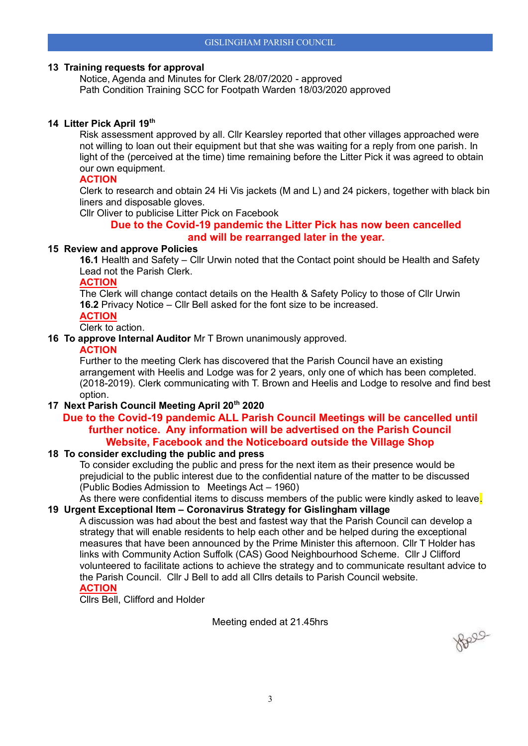**13 Training requests for approval**

Notice, Agenda and Minutes for Clerk 28/07/2020 - approved
Path Condition Training SCC for Footpath Warden 18/03/2020 approved

**14 Litter Pick April 19th**

Risk assessment approved by all. Cllr Kearsley reported that other villages approached were not willing to loan out their equipment but that she was waiting for a reply from one parish. In light of the (perceived at the time) time remaining before the Litter Pick it was agreed to obtain our own equipment.

**ACTION**

Clerk to research and obtain 24 Hi Vis jackets (M and L) and 24 pickers, together with black bin liners and disposable gloves.
Cllr Oliver to publicise Litter Pick on Facebook

**Due to the Covid-19 pandemic the Litter Pick has now been cancelled and will be rearranged later in the year.**

**15 Review and approve Policies**

**16.1** Health and Safety – Cllr Urwin noted that the Contact point should be Health and Safety Lead not the Parish Clerk.

**ACTION**

The Clerk will change contact details on the Health & Safety Policy to those of Cllr Urwin

**16.2** Privacy Notice – Cllr Bell asked for the font size to be increased.

**ACTION**

Clerk to action.

**16 To approve Internal Auditor** Mr T Brown unanimously approved.

**ACTION**

Further to the meeting Clerk has discovered that the Parish Council have an existing arrangement with Heelis and Lodge was for 2 years, only one of which has been completed. (2018-2019). Clerk communicating with T. Brown and Heelis and Lodge to resolve and find best option.

**17 Next Parish Council Meeting April 20th 2020**

**Due to the Covid-19 pandemic ALL Parish Council Meetings will be cancelled until further notice. Any information will be advertised on the Parish Council Website, Facebook and the Noticeboard outside the Village Shop**

**18 To consider excluding the public and press**

To consider excluding the public and press for the next item as their presence would be prejudicial to the public interest due to the confidential nature of the matter to be discussed (Public Bodies Admission to Meetings Act – 1960)
As there were confidential items to discuss members of the public were kindly asked to leave.

**19 Urgent Exceptional Item – Coronavirus Strategy for Gislingham village**

A discussion was had about the best and fastest way that the Parish Council can develop a strategy that will enable residents to help each other and be helped during the exceptional measures that have been announced by the Prime Minister this afternoon. Cllr T Holder has links with Community Action Suffolk (CAS) Good Neighbourhood Scheme. Cllr J Clifford volunteered to facilitate actions to achieve the strategy and to communicate resultant advice to the Parish Council. Cllr J Bell to add all Cllrs details to Parish Council website.

**ACTION**

Cllrs Bell, Clifford and Holder

Meeting ended at 21.45hrs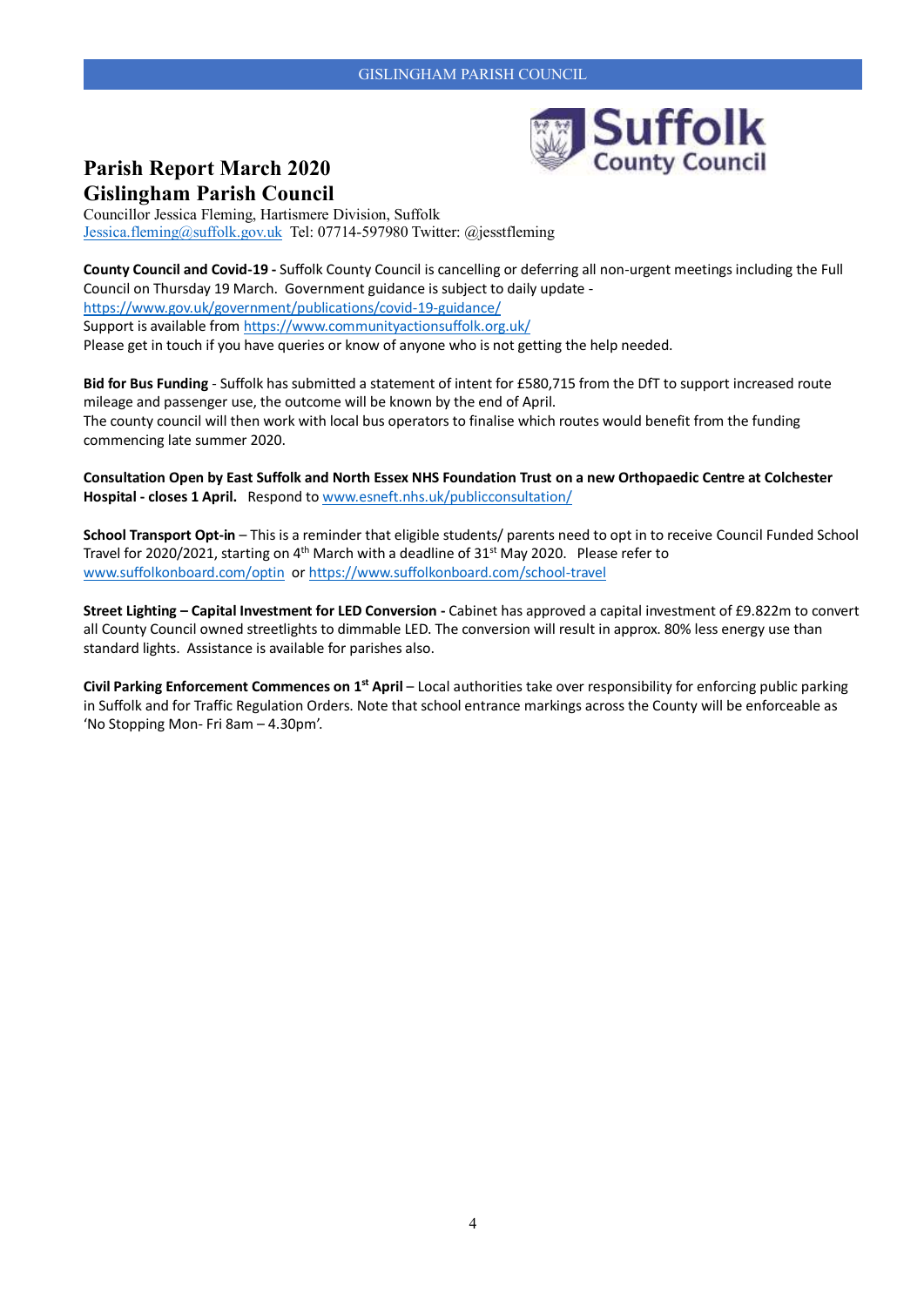# Parish Report March 2020
# Gislingham Parish Council

Councillor Jessica Fleming, Hartismere Division, Suffolk
Jessica.fleming@suffolk.gov.uk Tel: 07714-597980 Twitter: @jesstfleming

**County Council and Covid-19 -** Suffolk County Council is cancelling or deferring all non-urgent meetings including the Full Council on Thursday 19 March. Government guidance is subject to daily update - https://www.gov.uk/government/publications/covid-19-guidance/
Support is available from https://www.communityactionsuffolk.org.uk/
Please get in touch if you have queries or know of anyone who is not getting the help needed.

**Bid for Bus Funding** - Suffolk has submitted a statement of intent for £580,715 from the DfT to support increased route mileage and passenger use, the outcome will be known by the end of April.
The county council will then work with local bus operators to finalise which routes would benefit from the funding commencing late summer 2020.

**Consultation Open by East Suffolk and North Essex NHS Foundation Trust on a new Orthopaedic Centre at Colchester Hospital - closes 1 April.** Respond to www.esneft.nhs.uk/publicconsultation/

**School Transport Opt-in** – This is a reminder that eligible students/ parents need to opt in to receive Council Funded School Travel for 2020/2021, starting on 4th March with a deadline of 31st May 2020. Please refer to www.suffolkonboard.com/optin or https://www.suffolkonboard.com/school-travel

**Street Lighting – Capital Investment for LED Conversion -** Cabinet has approved a capital investment of £9.822m to convert all County Council owned streetlights to dimmable LED. The conversion will result in approx. 80% less energy use than standard lights. Assistance is available for parishes also.

**Civil Parking Enforcement Commences on 1st April** – Local authorities take over responsibility for enforcing public parking in Suffolk and for Traffic Regulation Orders. Note that school entrance markings across the County will be enforceable as 'No Stopping Mon- Fri 8am – 4.30pm'.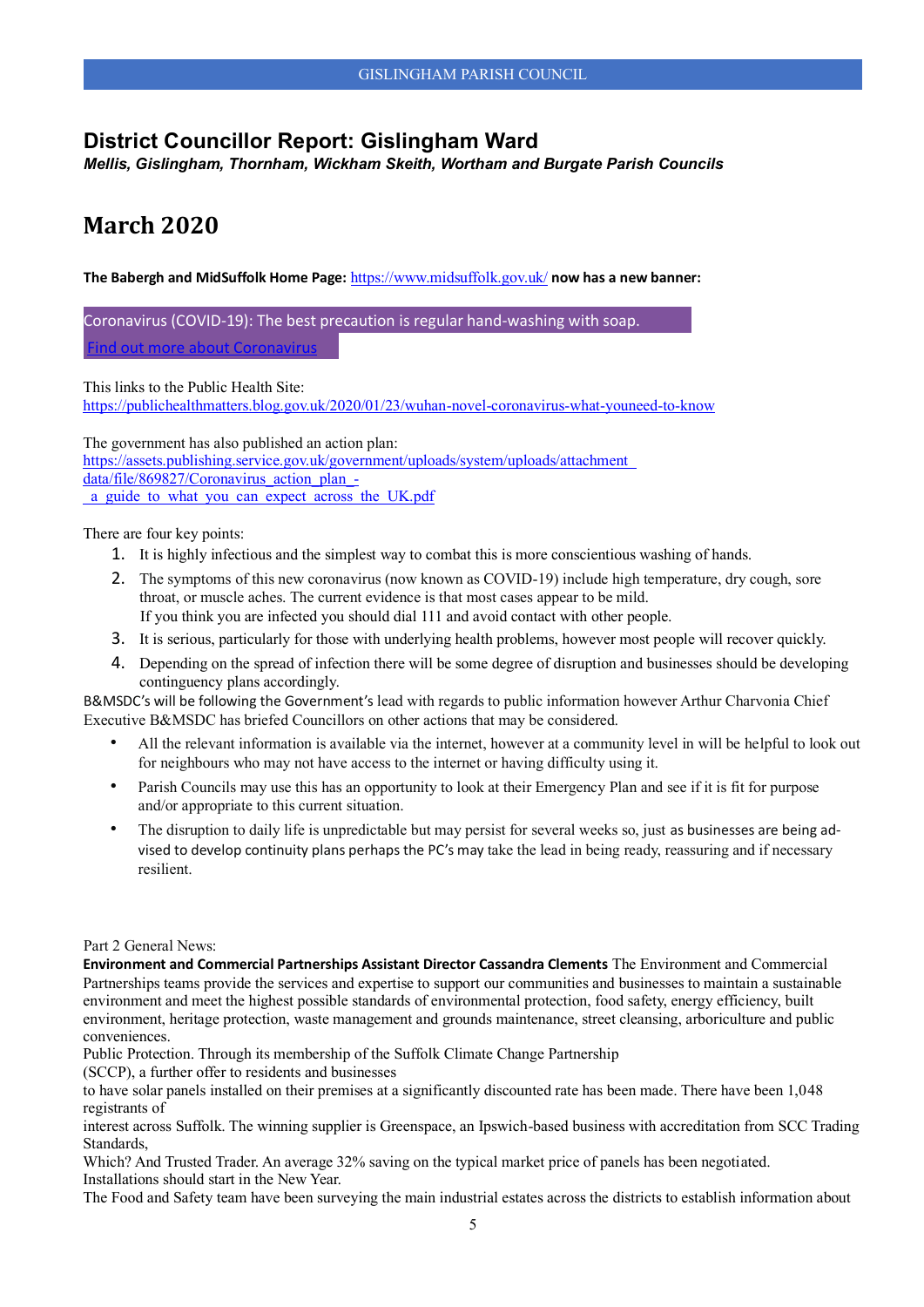## District Councillor Report: Gislingham Ward

***Mellis, Gislingham, Thornham, Wickham Skeith, Wortham and Burgate Parish Councils***

# March 2020

**The Babergh and MidSuffolk Home Page:** https://www.midsuffolk.gov.uk/ **now has a new banner:**

Coronavirus (COVID-19): The best precaution is regular hand-washing with soap.
Find out more about Coronavirus

This links to the Public Health Site:
https://publichealthmatters.blog.gov.uk/2020/01/23/wuhan-novel-coronavirus-what-youneed-to-know

The government has also published an action plan:
https://assets.publishing.service.gov.uk/government/uploads/system/uploads/attachment_data/file/869827/Coronavirus_action_plan_-_a_guide_to_what_you_can_expect_across_the_UK.pdf

There are four key points:

1. It is highly infectious and the simplest way to combat this is more conscientious washing of hands.
2. The symptoms of this new coronavirus (now known as COVID-19) include high temperature, dry cough, sore throat, or muscle aches. The current evidence is that most cases appear to be mild.
   If you think you are infected you should dial 111 and avoid contact with other people.
3. It is serious, particularly for those with underlying health problems, however most people will recover quickly.
4. Depending on the spread of infection there will be some degree of disruption and businesses should be developing contingency plans accordingly.

B&MSDC's will be following the Government's lead with regards to public information however Arthur Charvonia Chief Executive B&MSDC has briefed Councillors on other actions that may be considered.

- All the relevant information is available via the internet, however at a community level in will be helpful to look out for neighbours who may not have access to the internet or having difficulty using it.
- Parish Councils may use this has an opportunity to look at their Emergency Plan and see if it is fit for purpose and/or appropriate to this current situation.
- The disruption to daily life is unpredictable but may persist for several weeks so, just as businesses are being advised to develop continuity plans perhaps the PC's may take the lead in being ready, reassuring and if necessary resilient.

Part 2 General News:

**Environment and Commercial Partnerships Assistant Director Cassandra Clements** The Environment and Commercial Partnerships teams provide the services and expertise to support our communities and businesses to maintain a sustainable environment and meet the highest possible standards of environmental protection, food safety, energy efficiency, built environment, heritage protection, waste management and grounds maintenance, street cleansing, arboriculture and public conveniences.

Public Protection. Through its membership of the Suffolk Climate Change Partnership (SCCP), a further offer to residents and businesses to have solar panels installed on their premises at a significantly discounted rate has been made. There have been 1,048 registrants of interest across Suffolk. The winning supplier is Greenspace, an Ipswich-based business with accreditation from SCC Trading Standards, Which? And Trusted Trader. An average 32% saving on the typical market price of panels has been negotiated. Installations should start in the New Year.

The Food and Safety team have been surveying the main industrial estates across the districts to establish information about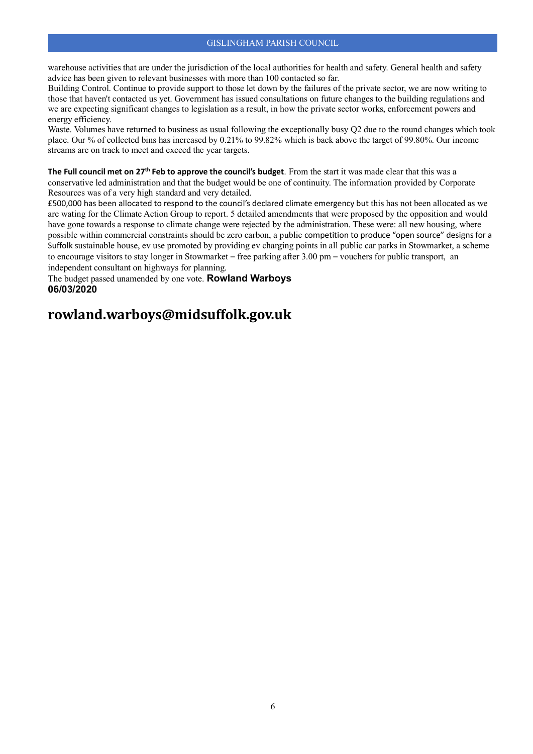warehouse activities that are under the jurisdiction of the local authorities for health and safety. General health and safety advice has been given to relevant businesses with more than 100 contacted so far.

Building Control. Continue to provide support to those let down by the failures of the private sector, we are now writing to those that haven't contacted us yet. Government has issued consultations on future changes to the building regulations and we are expecting significant changes to legislation as a result, in how the private sector works, enforcement powers and energy efficiency.

Waste. Volumes have returned to business as usual following the exceptionally busy Q2 due to the round changes which took place. Our % of collected bins has increased by 0.21% to 99.82% which is back above the target of 99.80%. Our income streams are on track to meet and exceed the year targets.

**The Full council met on 27th Feb to approve the council's budget**. From the start it was made clear that this was a conservative led administration and that the budget would be one of continuity. The information provided by Corporate Resources was of a very high standard and very detailed.

£500,000 has been allocated to respond to the council's declared climate emergency but this has not been allocated as we are wating for the Climate Action Group to report. 5 detailed amendments that were proposed by the opposition and would have gone towards a response to climate change were rejected by the administration. These were: all new housing, where possible within commercial constraints should be zero carbon, a public competition to produce "open source" designs for a Suffolk sustainable house, ev use promoted by providing ev charging points in all public car parks in Stowmarket, a scheme to encourage visitors to stay longer in Stowmarket – free parking after 3.00 pm – vouchers for public transport, an independent consultant on highways for planning.

The budget passed unamended by one vote. **Rowland Warboys**
**06/03/2020**

## rowland.warboys@midsuffolk.gov.uk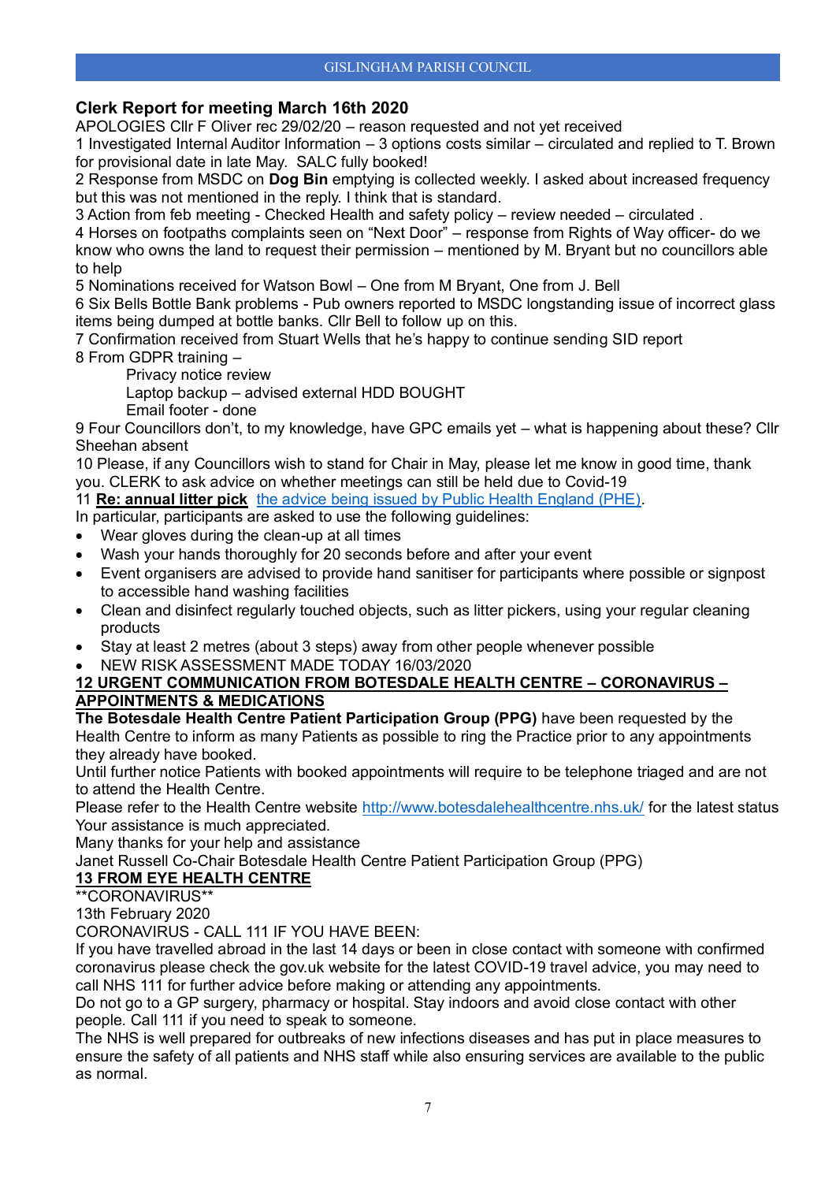## Clerk Report for meeting March 16th 2020

APOLOGIES Cllr F Oliver rec 29/02/20 – reason requested and not yet received

1 Investigated Internal Auditor Information – 3 options costs similar – circulated and replied to T. Brown for provisional date in late May. SALC fully booked!

2 Response from MSDC on **Dog Bin** emptying is collected weekly. I asked about increased frequency but this was not mentioned in the reply. I think that is standard.

3 Action from feb meeting - Checked Health and safety policy – review needed – circulated .

4 Horses on footpaths complaints seen on "Next Door" – response from Rights of Way officer- do we know who owns the land to request their permission – mentioned by M. Bryant but no councillors able to help

5 Nominations received for Watson Bowl – One from M Bryant, One from J. Bell

6 Six Bells Bottle Bank problems - Pub owners reported to MSDC longstanding issue of incorrect glass items being dumped at bottle banks. Cllr Bell to follow up on this.

7 Confirmation received from Stuart Wells that he's happy to continue sending SID report

8 From GDPR training –

Privacy notice review
Laptop backup – advised external HDD BOUGHT
Email footer - done

9 Four Councillors don't, to my knowledge, have GPC emails yet – what is happening about these? Cllr Sheehan absent

10 Please, if any Councillors wish to stand for Chair in May, please let me know in good time, thank you. CLERK to ask advice on whether meetings can still be held due to Covid-19

11 **Re: annual litter pick** [the advice being issued by Public Health England (PHE)](#).

In particular, participants are asked to use the following guidelines:

- Wear gloves during the clean-up at all times
- Wash your hands thoroughly for 20 seconds before and after your event
- Event organisers are advised to provide hand sanitiser for participants where possible or signpost to accessible hand washing facilities
- Clean and disinfect regularly touched objects, such as litter pickers, using your regular cleaning products
- Stay at least 2 metres (about 3 steps) away from other people whenever possible
- NEW RISK ASSESSMENT MADE TODAY 16/03/2020

**12 URGENT COMMUNICATION FROM BOTESDALE HEALTH CENTRE – CORONAVIRUS – APPOINTMENTS & MEDICATIONS**

**The Botesdale Health Centre Patient Participation Group (PPG)** have been requested by the Health Centre to inform as many Patients as possible to ring the Practice prior to any appointments they already have booked.

Until further notice Patients with booked appointments will require to be telephone triaged and are not to attend the Health Centre.

Please refer to the Health Centre website http://www.botesdalehealthcentre.nhs.uk/ for the latest status

Your assistance is much appreciated.

Many thanks for your help and assistance

Janet Russell Co-Chair Botesdale Health Centre Patient Participation Group (PPG)

**13 FROM EYE HEALTH CENTRE**

**CORONAVIRUS**

13th February 2020

CORONAVIRUS - CALL 111 IF YOU HAVE BEEN:

If you have travelled abroad in the last 14 days or been in close contact with someone with confirmed coronavirus please check the gov.uk website for the latest COVID-19 travel advice, you may need to call NHS 111 for further advice before making or attending any appointments.

Do not go to a GP surgery, pharmacy or hospital. Stay indoors and avoid close contact with other people. Call 111 if you need to speak to someone.

The NHS is well prepared for outbreaks of new infections diseases and has put in place measures to ensure the safety of all patients and NHS staff while also ensuring services are available to the public as normal.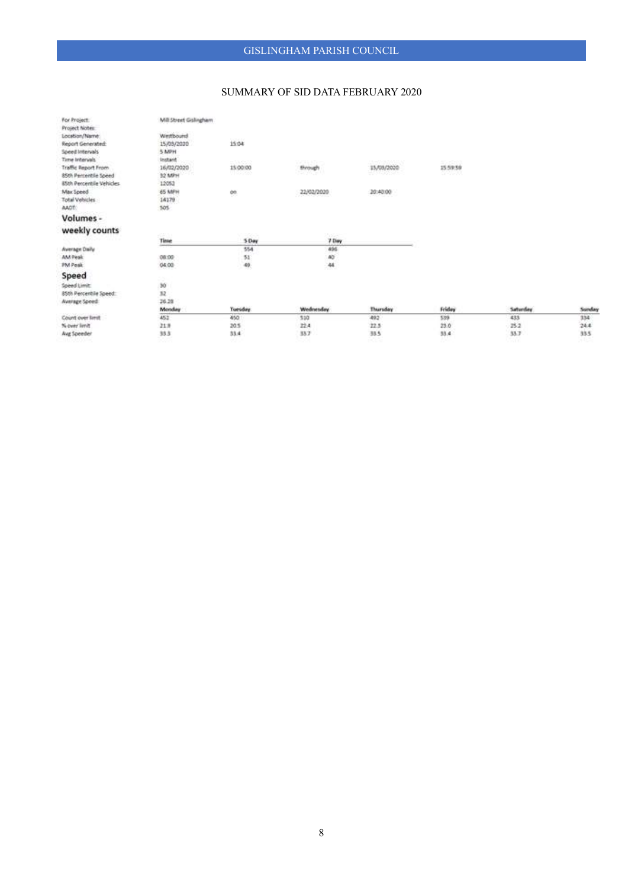GISLINGHAM PARISH COUNCIL

# SUMMARY OF SID DATA FEBRUARY 2020

| | | | | | |
|---|---|---|---|---|---|
| For Project: | Mill Street Gislingham | | | | |
| Project Notes: | | | | | |
| Location/Name: | Westbound | | | | |
| Report Generated: | 15/03/2020 | 15:04 | | | |
| Speed Intervals | 5 MPH | | | | |
| Time Intervals | Instant | | | | |
| Traffic Report From | 16/02/2020 | 15:00:00 | through | 15/03/2020 | 15:59:59 |
| 85th Percentile Speed | 32 MPH | | | | |
| 85th Percentile Vehicles | 12052 | | | | |
| Max Speed | 65 MPH | on | 22/02/2020 | 20:40:00 | |
| Total Vehicles | 14179 | | | | |
| AADT: | 505 | | | | |

## Volumes - weekly counts

| | Time | 5 Day | 7 Day |
|---|---|---|---|
| Average Daily | | 554 | 496 |
| AM Peak | 08:00 | 51 | 40 |
| PM Peak | 04:00 | 49 | 44 |

## Speed

| | |
|---|---|
| Speed Limit: | 30 |
| 85th Percentile Speed: | 32 |
| Average Speed: | 26.28 |

| | Monday | Tuesday | Wednesday | Thursday | Friday | Saturday | Sunday |
|---|---|---|---|---|---|---|---|
| Count over limit | 452 | 450 | 510 | 492 | 539 | 433 | 334 |
| % over limit | 21.9 | 20.5 | 22.4 | 22.5 | 23.0 | 25.2 | 24.4 |
| Avg Speeder | 33.3 | 33.4 | 33.7 | 33.5 | 33.4 | 33.7 | 33.5 |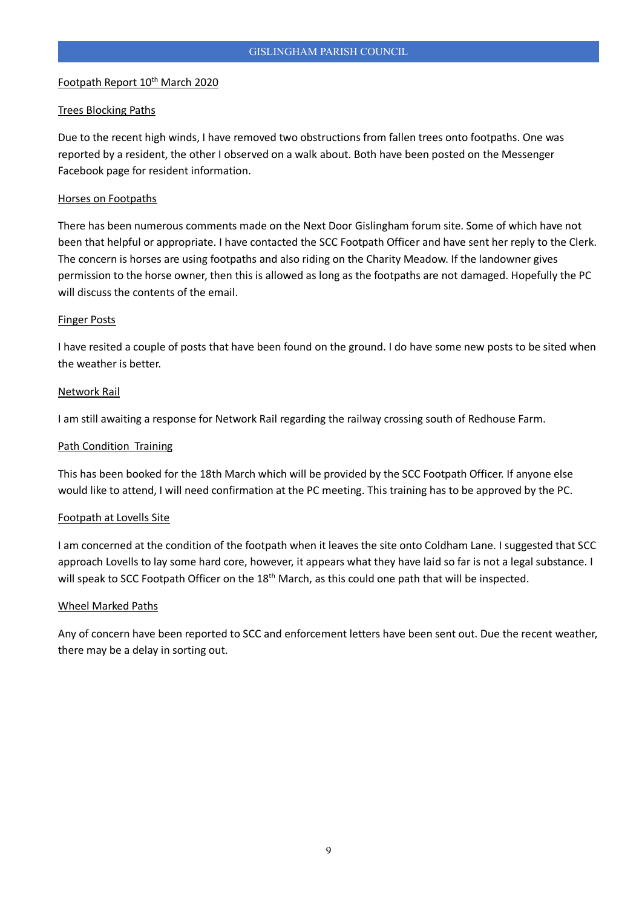Footpath Report 10th March 2020

Trees Blocking Paths

Due to the recent high winds, I have removed two obstructions from fallen trees onto footpaths. One was reported by a resident, the other I observed on a walk about. Both have been posted on the Messenger Facebook page for resident information.

Horses on Footpaths

There has been numerous comments made on the Next Door Gislingham forum site. Some of which have not been that helpful or appropriate. I have contacted the SCC Footpath Officer and have sent her reply to the Clerk. The concern is horses are using footpaths and also riding on the Charity Meadow. If the landowner gives permission to the horse owner, then this is allowed as long as the footpaths are not damaged. Hopefully the PC will discuss the contents of the email.

Finger Posts

I have resited a couple of posts that have been found on the ground. I do have some new posts to be sited when the weather is better.

Network Rail

I am still awaiting a response for Network Rail regarding the railway crossing south of Redhouse Farm.

Path Condition Training

This has been booked for the 18th March which will be provided by the SCC Footpath Officer. If anyone else would like to attend, I will need confirmation at the PC meeting. This training has to be approved by the PC.

Footpath at Lovells Site

I am concerned at the condition of the footpath when it leaves the site onto Coldham Lane. I suggested that SCC approach Lovells to lay some hard core, however, it appears what they have laid so far is not a legal substance. I will speak to SCC Footpath Officer on the 18th March, as this could one path that will be inspected.

Wheel Marked Paths

Any of concern have been reported to SCC and enforcement letters have been sent out. Due the recent weather, there may be a delay in sorting out.